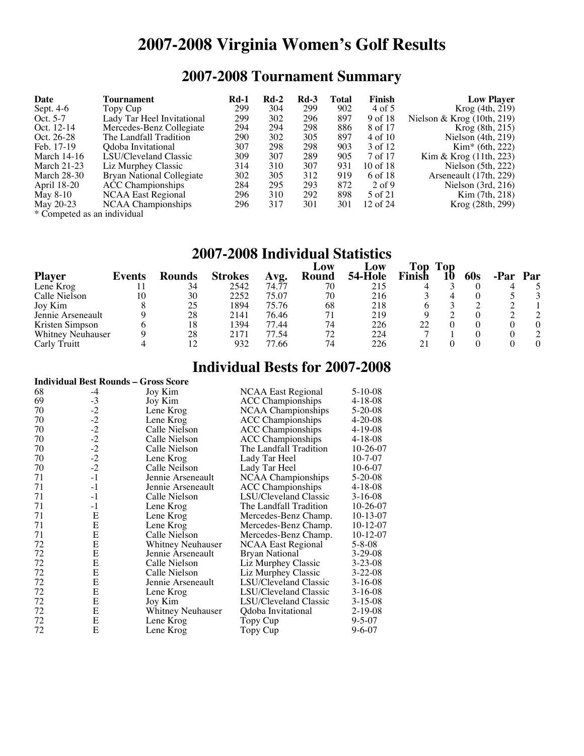# 2007-2008 Virginia Women's Golf Results

## 2007-2008 Tournament Summary

| Date | Tournament | Rd-1 | Rd-2 | Rd-3 | Total | Finish | Low Player |
|---|---|---|---|---|---|---|---|
| Sept. 4-6 | Topy Cup | 299 | 304 | 299 | 902 | 4 of 5 | Krog (4th, 219) |
| Oct. 5-7 | Lady Tar Heel Invitational | 299 | 302 | 296 | 897 | 9 of 18 | Nielson & Krog (10th, 219) |
| Oct. 12-14 | Mercedes-Benz Collegiate | 294 | 294 | 298 | 886 | 8 of 17 | Krog (8th, 215) |
| Oct. 26-28 | The Landfall Tradition | 290 | 302 | 305 | 897 | 4 of 10 | Nielson (4th, 219) |
| Feb. 17-19 | Qdoba Invitational | 307 | 298 | 298 | 903 | 3 of 12 | Kim* (6th, 222) |
| March 14-16 | LSU/Cleveland Classic | 309 | 307 | 289 | 905 | 7 of 17 | Kim & Krog (11th, 223) |
| March 21-23 | Liz Murphey Classic | 314 | 310 | 307 | 931 | 10 of 18 | Nielson (5th, 222) |
| March 28-30 | Bryan National Collegiate | 302 | 305 | 312 | 919 | 6 of 18 | Arseneault (17th, 229) |
| April 18-20 | ACC Championships | 284 | 295 | 293 | 872 | 2 of 9 | Nielson (3rd, 216) |
| May 8-10 | NCAA East Regional | 296 | 310 | 292 | 898 | 5 of 21 | Kim (7th, 218) |
| May 20-23 | NCAA Championships | 296 | 317 | 301 | 301 | 12 of 24 | Krog (28th, 299) |

\* Competed as an individual

## 2007-2008 Individual Statistics

| Player | Events | Rounds | Strokes | Avg. | Low Round | Low 54-Hole | Top Finish | Top 10 | 60s | -Par | Par |
|---|---|---|---|---|---|---|---|---|---|---|---|
| Lene Krog | 11 | 34 | 2542 | 74.77 | 70 | 215 | 4 | 3 | 0 | 4 | 5 |
| Calle Nielson | 10 | 30 | 2252 | 75.07 | 70 | 216 | 3 | 4 | 0 | 5 | 3 |
| Joy Kim | 8 | 25 | 1894 | 75.76 | 68 | 218 | 6 | 3 | 2 | 2 | 1 |
| Jennie Arseneault | 9 | 28 | 2141 | 76.46 | 71 | 219 | 9 | 2 | 0 | 2 | 2 |
| Kristen Simpson | 6 | 18 | 1394 | 77.44 | 74 | 226 | 22 | 0 | 0 | 0 | 0 |
| Whitney Neuhauser | 9 | 28 | 2171 | 77.54 | 72 | 224 | 7 | 1 | 0 | 0 | 2 |
| Carly Truitt | 4 | 12 | 932 | 77.66 | 74 | 226 | 21 | 0 | 0 | 0 | 0 |

## Individual Bests for 2007-2008

**Individual Best Rounds – Gross Score**

| Score | Par | Player | Tournament | Date |
|---|---|---|---|---|
| 68 | -4 | Joy Kim | NCAA East Regional | 5-10-08 |
| 69 | -3 | Joy Kim | ACC Championships | 4-18-08 |
| 70 | -2 | Lene Krog | NCAA Championships | 5-20-08 |
| 70 | -2 | Lene Krog | ACC Championships | 4-20-08 |
| 70 | -2 | Calle Nielson | ACC Championships | 4-19-08 |
| 70 | -2 | Calle Nielson | ACC Championships | 4-18-08 |
| 70 | -2 | Calle Nielson | The Landfall Tradition | 10-26-07 |
| 70 | -2 | Lene Krog | Lady Tar Heel | 10-7-07 |
| 70 | -2 | Calle Neilson | Lady Tar Heel | 10-6-07 |
| 71 | -1 | Jennie Arseneault | NCAA Championships | 5-20-08 |
| 71 | -1 | Jennie Arseneault | ACC Championships | 4-18-08 |
| 71 | -1 | Calle Nielson | LSU/Cleveland Classic | 3-16-08 |
| 71 | -1 | Lene Krog | The Landfall Tradition | 10-26-07 |
| 71 | E | Lene Krog | Mercedes-Benz Champ. | 10-13-07 |
| 71 | E | Lene Krog | Mercedes-Benz Champ. | 10-12-07 |
| 71 | E | Calle Nielson | Mercedes-Benz Champ. | 10-12-07 |
| 72 | E | Whitney Neuhauser | NCAA East Regional | 5-8-08 |
| 72 | E | Jennie Arseneault | Bryan National | 3-29-08 |
| 72 | E | Calle Nielson | Liz Murphey Classic | 3-23-08 |
| 72 | E | Calle Nielson | Liz Murphey Classic | 3-22-08 |
| 72 | E | Jennie Arseneault | LSU/Cleveland Classic | 3-16-08 |
| 72 | E | Lene Krog | LSU/Cleveland Classic | 3-16-08 |
| 72 | E | Joy Kim | LSU/Cleveland Classic | 3-15-08 |
| 72 | E | Whitney Neuhauser | Qdoba Invitational | 2-19-08 |
| 72 | E | Lene Krog | Topy Cup | 9-5-07 |
| 72 | E | Lene Krog | Topy Cup | 9-6-07 |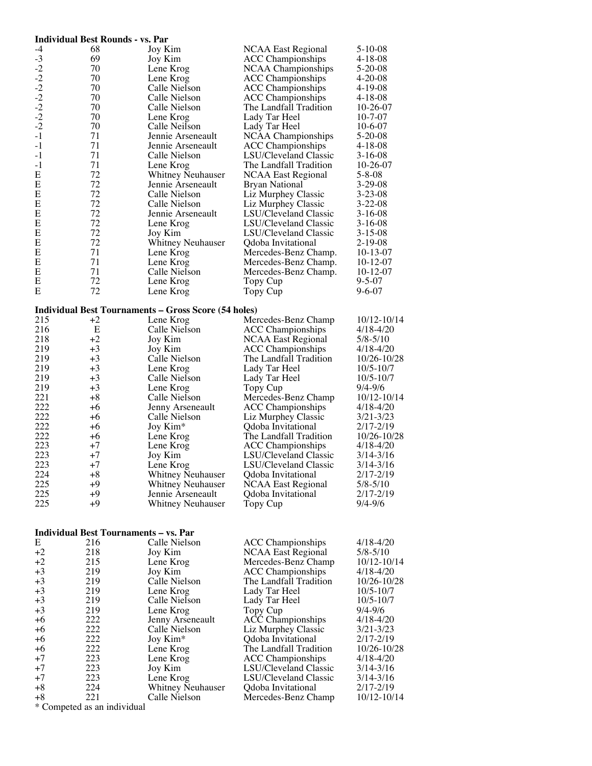**Individual Best Rounds - vs. Par**

| | | | | |
|---|---|---|---|---|
| -4 | 68 | Joy Kim | NCAA East Regional | 5-10-08 |
| -3 | 69 | Joy Kim | ACC Championships | 4-18-08 |
| -2 | 70 | Lene Krog | NCAA Championships | 5-20-08 |
| -2 | 70 | Lene Krog | ACC Championships | 4-20-08 |
| -2 | 70 | Calle Nielson | ACC Championships | 4-19-08 |
| -2 | 70 | Calle Nielson | ACC Championships | 4-18-08 |
| -2 | 70 | Calle Nielson | The Landfall Tradition | 10-26-07 |
| -2 | 70 | Lene Krog | Lady Tar Heel | 10-7-07 |
| -2 | 70 | Calle Neilson | Lady Tar Heel | 10-6-07 |
| -1 | 71 | Jennie Arseneault | NCAA Championships | 5-20-08 |
| -1 | 71 | Jennie Arseneault | ACC Championships | 4-18-08 |
| -1 | 71 | Calle Nielson | LSU/Cleveland Classic | 3-16-08 |
| -1 | 71 | Lene Krog | The Landfall Tradition | 10-26-07 |
| E | 72 | Whitney Neuhauser | NCAA East Regional | 5-8-08 |
| E | 72 | Jennie Arseneault | Bryan National | 3-29-08 |
| E | 72 | Calle Nielson | Liz Murphey Classic | 3-23-08 |
| E | 72 | Calle Nielson | Liz Murphey Classic | 3-22-08 |
| E | 72 | Jennie Arseneault | LSU/Cleveland Classic | 3-16-08 |
| E | 72 | Lene Krog | LSU/Cleveland Classic | 3-16-08 |
| E | 72 | Joy Kim | LSU/Cleveland Classic | 3-15-08 |
| E | 72 | Whitney Neuhauser | Qdoba Invitational | 2-19-08 |
| E | 71 | Lene Krog | Mercedes-Benz Champ. | 10-13-07 |
| E | 71 | Lene Krog | Mercedes-Benz Champ. | 10-12-07 |
| E | 71 | Calle Nielson | Mercedes-Benz Champ. | 10-12-07 |
| E | 72 | Lene Krog | Topy Cup | 9-5-07 |
| E | 72 | Lene Krog | Topy Cup | 9-6-07 |

**Individual Best Tournaments – Gross Score (54 holes)**

| | | | | |
|---|---|---|---|---|
| 215 | +2 | Lene Krog | Mercedes-Benz Champ | 10/12-10/14 |
| 216 | E | Calle Nielson | ACC Championships | 4/18-4/20 |
| 218 | +2 | Joy Kim | NCAA East Regional | 5/8-5/10 |
| 219 | +3 | Joy Kim | ACC Championships | 4/18-4/20 |
| 219 | +3 | Calle Nielson | The Landfall Tradition | 10/26-10/28 |
| 219 | +3 | Lene Krog | Lady Tar Heel | 10/5-10/7 |
| 219 | +3 | Calle Nielson | Lady Tar Heel | 10/5-10/7 |
| 219 | +3 | Lene Krog | Topy Cup | 9/4-9/6 |
| 221 | +8 | Calle Nielson | Mercedes-Benz Champ | 10/12-10/14 |
| 222 | +6 | Jenny Arseneault | ACC Championships | 4/18-4/20 |
| 222 | +6 | Calle Nielson | Liz Murphey Classic | 3/21-3/23 |
| 222 | +6 | Joy Kim* | Qdoba Invitational | 2/17-2/19 |
| 222 | +6 | Lene Krog | The Landfall Tradition | 10/26-10/28 |
| 223 | +7 | Lene Krog | ACC Championships | 4/18-4/20 |
| 223 | +7 | Joy Kim | LSU/Cleveland Classic | 3/14-3/16 |
| 223 | +7 | Lene Krog | LSU/Cleveland Classic | 3/14-3/16 |
| 224 | +8 | Whitney Neuhauser | Qdoba Invitational | 2/17-2/19 |
| 225 | +9 | Whitney Neuhauser | NCAA East Regional | 5/8-5/10 |
| 225 | +9 | Jennie Arseneault | Qdoba Invitational | 2/17-2/19 |
| 225 | +9 | Whitney Neuhauser | Topy Cup | 9/4-9/6 |

**Individual Best Tournaments – vs. Par**

| | | | | |
|---|---|---|---|---|
| E | 216 | Calle Nielson | ACC Championships | 4/18-4/20 |
| +2 | 218 | Joy Kim | NCAA East Regional | 5/8-5/10 |
| +2 | 215 | Lene Krog | Mercedes-Benz Champ | 10/12-10/14 |
| +3 | 219 | Joy Kim | ACC Championships | 4/18-4/20 |
| +3 | 219 | Calle Nielson | The Landfall Tradition | 10/26-10/28 |
| +3 | 219 | Lene Krog | Lady Tar Heel | 10/5-10/7 |
| +3 | 219 | Calle Nielson | Lady Tar Heel | 10/5-10/7 |
| +3 | 219 | Lene Krog | Topy Cup | 9/4-9/6 |
| +6 | 222 | Jenny Arseneault | ACC Championships | 4/18-4/20 |
| +6 | 222 | Calle Nielson | Liz Murphey Classic | 3/21-3/23 |
| +6 | 222 | Joy Kim* | Qdoba Invitational | 2/17-2/19 |
| +6 | 222 | Lene Krog | The Landfall Tradition | 10/26-10/28 |
| +7 | 223 | Lene Krog | ACC Championships | 4/18-4/20 |
| +7 | 223 | Joy Kim | LSU/Cleveland Classic | 3/14-3/16 |
| +7 | 223 | Lene Krog | LSU/Cleveland Classic | 3/14-3/16 |
| +8 | 224 | Whitney Neuhauser | Qdoba Invitational | 2/17-2/19 |
| +8 | 221 | Calle Nielson | Mercedes-Benz Champ | 10/12-10/14 |

* Competed as an individual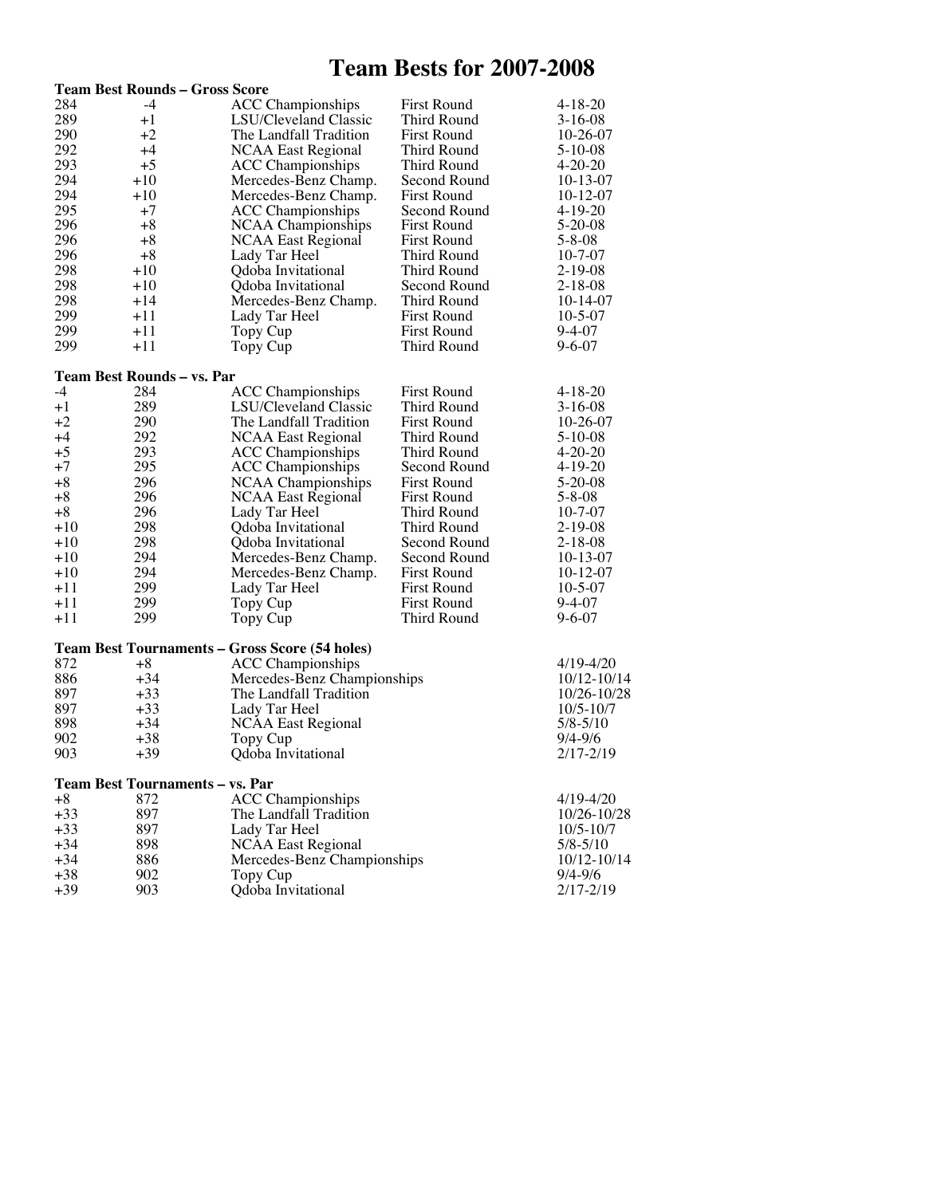# Team Bests for 2007-2008

**Team Best Rounds – Gross Score**

| | | | | |
|---|---|---|---|---|
| 284 | -4 | ACC Championships | First Round | 4-18-20 |
| 289 | +1 | LSU/Cleveland Classic | Third Round | 3-16-08 |
| 290 | +2 | The Landfall Tradition | First Round | 10-26-07 |
| 292 | +4 | NCAA East Regional | Third Round | 5-10-08 |
| 293 | +5 | ACC Championships | Third Round | 4-20-20 |
| 294 | +10 | Mercedes-Benz Champ. | Second Round | 10-13-07 |
| 294 | +10 | Mercedes-Benz Champ. | First Round | 10-12-07 |
| 295 | +7 | ACC Championships | Second Round | 4-19-20 |
| 296 | +8 | NCAA Championships | First Round | 5-20-08 |
| 296 | +8 | NCAA East Regional | First Round | 5-8-08 |
| 296 | +8 | Lady Tar Heel | Third Round | 10-7-07 |
| 298 | +10 | Qdoba Invitational | Third Round | 2-19-08 |
| 298 | +10 | Qdoba Invitational | Second Round | 2-18-08 |
| 298 | +14 | Mercedes-Benz Champ. | Third Round | 10-14-07 |
| 299 | +11 | Lady Tar Heel | First Round | 10-5-07 |
| 299 | +11 | Topy Cup | First Round | 9-4-07 |
| 299 | +11 | Topy Cup | Third Round | 9-6-07 |

**Team Best Rounds – vs. Par**

| | | | | |
|---|---|---|---|---|
| -4 | 284 | ACC Championships | First Round | 4-18-20 |
| +1 | 289 | LSU/Cleveland Classic | Third Round | 3-16-08 |
| +2 | 290 | The Landfall Tradition | First Round | 10-26-07 |
| +4 | 292 | NCAA East Regional | Third Round | 5-10-08 |
| +5 | 293 | ACC Championships | Third Round | 4-20-20 |
| +7 | 295 | ACC Championships | Second Round | 4-19-20 |
| +8 | 296 | NCAA Championships | First Round | 5-20-08 |
| +8 | 296 | NCAA East Regional | First Round | 5-8-08 |
| +8 | 296 | Lady Tar Heel | Third Round | 10-7-07 |
| +10 | 298 | Qdoba Invitational | Third Round | 2-19-08 |
| +10 | 298 | Qdoba Invitational | Second Round | 2-18-08 |
| +10 | 294 | Mercedes-Benz Champ. | Second Round | 10-13-07 |
| +10 | 294 | Mercedes-Benz Champ. | First Round | 10-12-07 |
| +11 | 299 | Lady Tar Heel | First Round | 10-5-07 |
| +11 | 299 | Topy Cup | First Round | 9-4-07 |
| +11 | 299 | Topy Cup | Third Round | 9-6-07 |

**Team Best Tournaments – Gross Score (54 holes)**

| | | | |
|---|---|---|---|
| 872 | +8 | ACC Championships | 4/19-4/20 |
| 886 | +34 | Mercedes-Benz Championships | 10/12-10/14 |
| 897 | +33 | The Landfall Tradition | 10/26-10/28 |
| 897 | +33 | Lady Tar Heel | 10/5-10/7 |
| 898 | +34 | NCAA East Regional | 5/8-5/10 |
| 902 | +38 | Topy Cup | 9/4-9/6 |
| 903 | +39 | Qdoba Invitational | 2/17-2/19 |

**Team Best Tournaments – vs. Par**

| | | | |
|---|---|---|---|
| +8 | 872 | ACC Championships | 4/19-4/20 |
| +33 | 897 | The Landfall Tradition | 10/26-10/28 |
| +33 | 897 | Lady Tar Heel | 10/5-10/7 |
| +34 | 898 | NCAA East Regional | 5/8-5/10 |
| +34 | 886 | Mercedes-Benz Championships | 10/12-10/14 |
| +38 | 902 | Topy Cup | 9/4-9/6 |
| +39 | 903 | Qdoba Invitational | 2/17-2/19 |